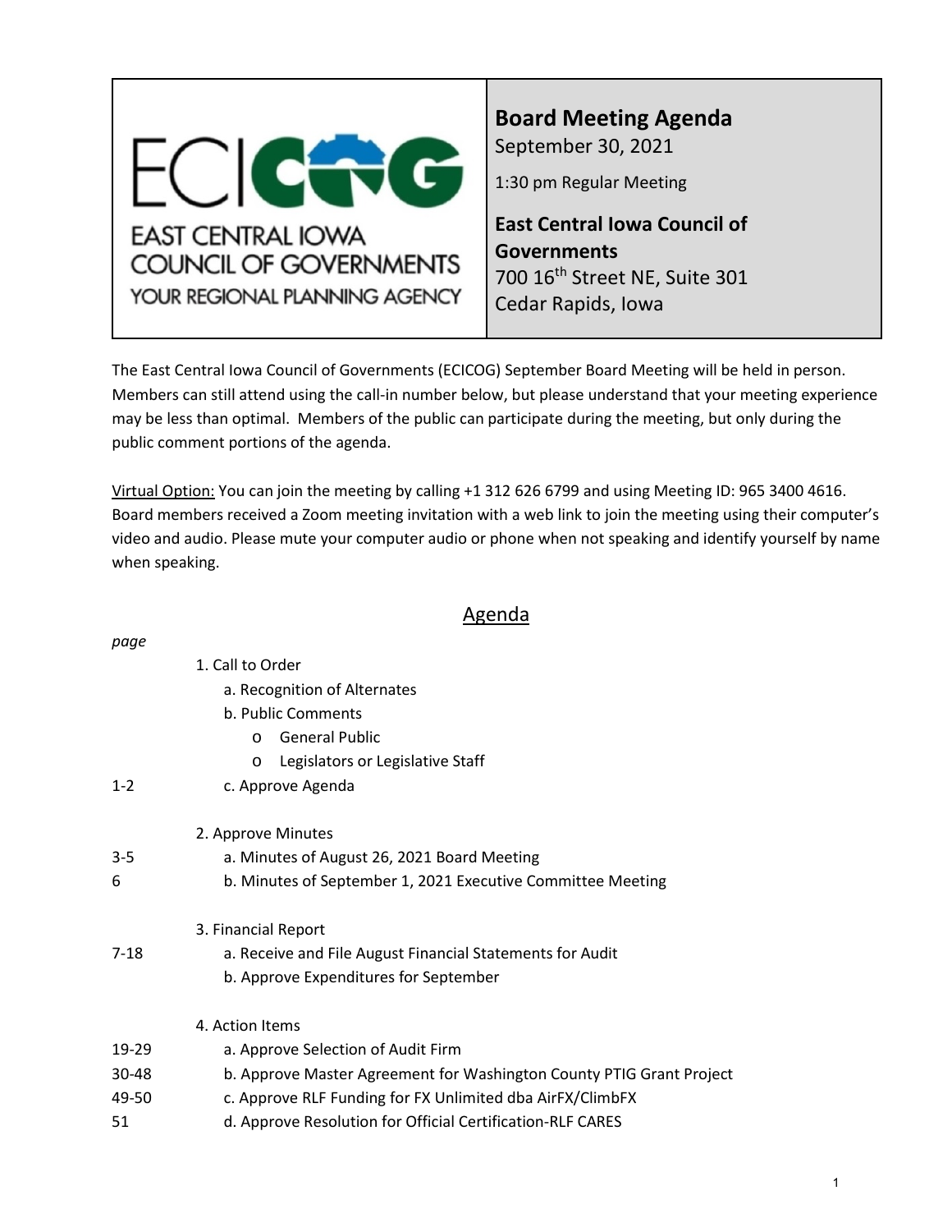ECICOG

EAST CENTRAL IOWA COUNCIL OF GOVERNMENTS

YOUR REGIONAL PLANNING AGENCY

# Board Meeting Agenda

September 30, 2021

1:30 pm Regular Meeting

**East Central Iowa Council of Governments**

700 16th Street NE, Suite 301

Cedar Rapids, Iowa

The East Central Iowa Council of Governments (ECICOG) September Board Meeting will be held in person. Members can still attend using the call-in number below, but please understand that your meeting experience may be less than optimal. Members of the public can participate during the meeting, but only during the public comment portions of the agenda.

Virtual Option: You can join the meeting by calling +1 312 626 6799 and using Meeting ID: 965 3400 4616. Board members received a Zoom meeting invitation with a web link to join the meeting using their computer's video and audio. Please mute your computer audio or phone when not speaking and identify yourself by name when speaking.

## Agenda

| *page* | |
|---|---|
| | 1. Call to Order |
| | a. Recognition of Alternates |
| | b. Public Comments |
| | o General Public |
| | o Legislators or Legislative Staff |
| 1-2 | c. Approve Agenda |
| | 2. Approve Minutes |
| 3-5 | a. Minutes of August 26, 2021 Board Meeting |
| 6 | b. Minutes of September 1, 2021 Executive Committee Meeting |
| | 3. Financial Report |
| 7-18 | a. Receive and File August Financial Statements for Audit |
| | b. Approve Expenditures for September |
| | 4. Action Items |
| 19-29 | a. Approve Selection of Audit Firm |
| 30-48 | b. Approve Master Agreement for Washington County PTIG Grant Project |
| 49-50 | c. Approve RLF Funding for FX Unlimited dba AirFX/ClimbFX |
| 51 | d. Approve Resolution for Official Certification-RLF CARES |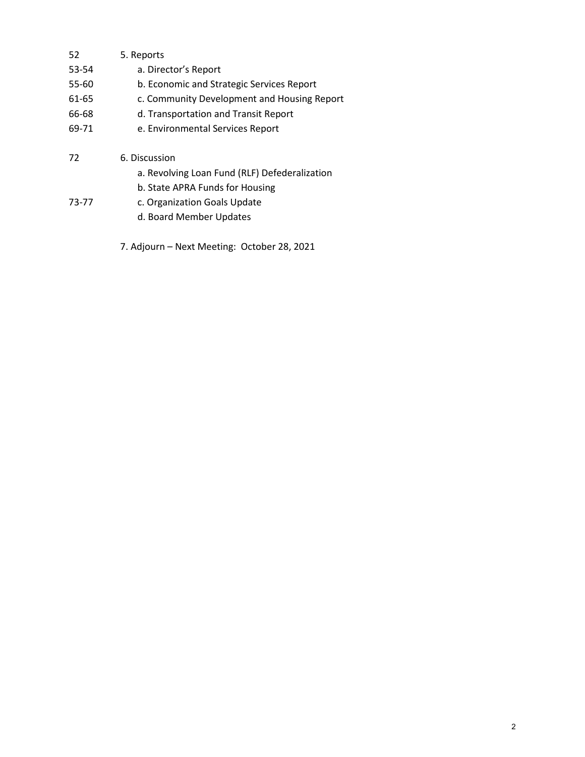| | |
|---|---|
| 52 | 5. Reports |
| 53-54 | a. Director's Report |
| 55-60 | b. Economic and Strategic Services Report |
| 61-65 | c. Community Development and Housing Report |
| 66-68 | d. Transportation and Transit Report |
| 69-71 | e. Environmental Services Report |
| | |
| 72 | 6. Discussion |
| | a. Revolving Loan Fund (RLF) Defederalization |
| | b. State APRA Funds for Housing |
| 73-77 | c. Organization Goals Update |
| | d. Board Member Updates |
| | |
| | 7. Adjourn – Next Meeting: October 28, 2021 |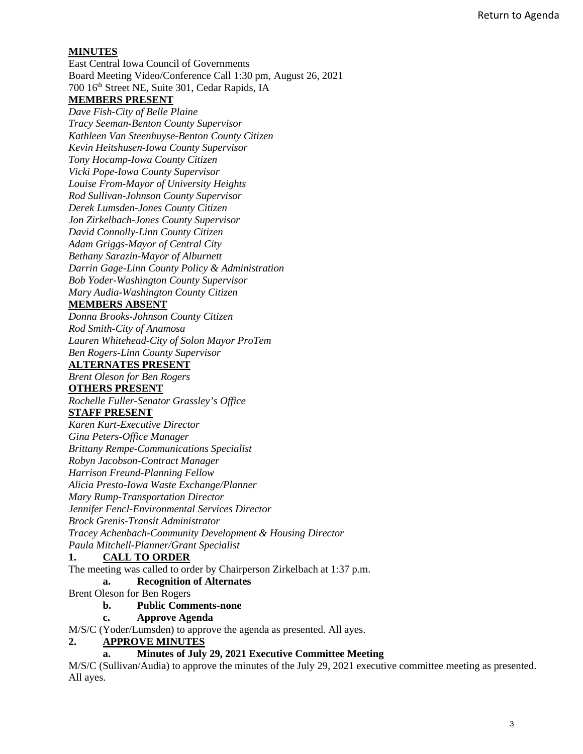Return to Agenda

**MINUTES**

East Central Iowa Council of Governments
Board Meeting Video/Conference Call 1:30 pm, August 26, 2021
700 16th Street NE, Suite 301, Cedar Rapids, IA

**MEMBERS PRESENT**

*Dave Fish-City of Belle Plaine*
*Tracy Seeman-Benton County Supervisor*
*Kathleen Van Steenhuyse-Benton County Citizen*
*Kevin Heitshusen-Iowa County Supervisor*
*Tony Hocamp-Iowa County Citizen*
*Vicki Pope-Iowa County Supervisor*
*Louise From-Mayor of University Heights*
*Rod Sullivan-Johnson County Supervisor*
*Derek Lumsden-Jones County Citizen*
*Jon Zirkelbach-Jones County Supervisor*
*David Connolly-Linn County Citizen*
*Adam Griggs-Mayor of Central City*
*Bethany Sarazin-Mayor of Alburnett*
*Darrin Gage-Linn County Policy & Administration*
*Bob Yoder-Washington County Supervisor*
*Mary Audia-Washington County Citizen*

**MEMBERS ABSENT**

*Donna Brooks-Johnson County Citizen*
*Rod Smith-City of Anamosa*
*Lauren Whitehead-City of Solon Mayor ProTem*
*Ben Rogers-Linn County Supervisor*

**ALTERNATES PRESENT**

*Brent Oleson for Ben Rogers*

**OTHERS PRESENT**

*Rochelle Fuller-Senator Grassley's Office*

**STAFF PRESENT**

*Karen Kurt-Executive Director*
*Gina Peters-Office Manager*
*Brittany Rempe-Communications Specialist*
*Robyn Jacobson-Contract Manager*
*Harrison Freund-Planning Fellow*
*Alicia Presto-Iowa Waste Exchange/Planner*
*Mary Rump-Transportation Director*
*Jennifer Fencl-Environmental Services Director*
*Brock Grenis-Transit Administrator*
*Tracey Achenbach-Community Development & Housing Director*
*Paula Mitchell-Planner/Grant Specialist*

## 1. CALL TO ORDER

The meeting was called to order by Chairperson Zirkelbach at 1:37 p.m.

### a. Recognition of Alternates

Brent Oleson for Ben Rogers

### b. Public Comments-none

### c. Approve Agenda

M/S/C (Yoder/Lumsden) to approve the agenda as presented. All ayes.

## 2. APPROVE MINUTES

### a. Minutes of July 29, 2021 Executive Committee Meeting

M/S/C (Sullivan/Audia) to approve the minutes of the July 29, 2021 executive committee meeting as presented. All ayes.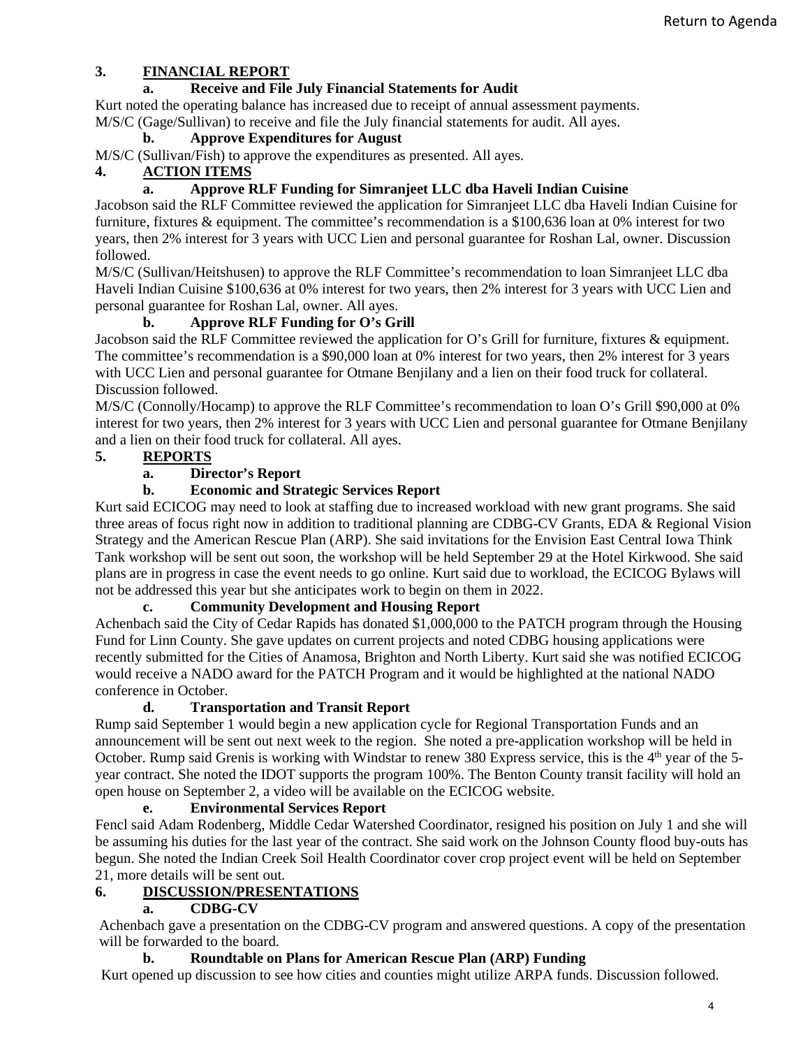## 3. FINANCIAL REPORT

### a. Receive and File July Financial Statements for Audit

Kurt noted the operating balance has increased due to receipt of annual assessment payments.
M/S/C (Gage/Sullivan) to receive and file the July financial statements for audit. All ayes.

### b. Approve Expenditures for August

M/S/C (Sullivan/Fish) to approve the expenditures as presented. All ayes.

## 4. ACTION ITEMS

### a. Approve RLF Funding for Simranjeet LLC dba Haveli Indian Cuisine

Jacobson said the RLF Committee reviewed the application for Simranjeet LLC dba Haveli Indian Cuisine for furniture, fixtures & equipment. The committee's recommendation is a $100,636 loan at 0% interest for two years, then 2% interest for 3 years with UCC Lien and personal guarantee for Roshan Lal, owner. Discussion followed.

M/S/C (Sullivan/Heitshusen) to approve the RLF Committee's recommendation to loan Simranjeet LLC dba Haveli Indian Cuisine $100,636 at 0% interest for two years, then 2% interest for 3 years with UCC Lien and personal guarantee for Roshan Lal, owner. All ayes.

### b. Approve RLF Funding for O's Grill

Jacobson said the RLF Committee reviewed the application for O's Grill for furniture, fixtures & equipment. The committee's recommendation is a $90,000 loan at 0% interest for two years, then 2% interest for 3 years with UCC Lien and personal guarantee for Otmane Benjilany and a lien on their food truck for collateral. Discussion followed.

M/S/C (Connolly/Hocamp) to approve the RLF Committee's recommendation to loan O's Grill $90,000 at 0% interest for two years, then 2% interest for 3 years with UCC Lien and personal guarantee for Otmane Benjilany and a lien on their food truck for collateral. All ayes.

## 5. REPORTS

### a. Director's Report

### b. Economic and Strategic Services Report

Kurt said ECICOG may need to look at staffing due to increased workload with new grant programs. She said three areas of focus right now in addition to traditional planning are CDBG-CV Grants, EDA & Regional Vision Strategy and the American Rescue Plan (ARP). She said invitations for the Envision East Central Iowa Think Tank workshop will be sent out soon, the workshop will be held September 29 at the Hotel Kirkwood. She said plans are in progress in case the event needs to go online. Kurt said due to workload, the ECICOG Bylaws will not be addressed this year but she anticipates work to begin on them in 2022.

### c. Community Development and Housing Report

Achenbach said the City of Cedar Rapids has donated $1,000,000 to the PATCH program through the Housing Fund for Linn County. She gave updates on current projects and noted CDBG housing applications were recently submitted for the Cities of Anamosa, Brighton and North Liberty. Kurt said she was notified ECICOG would receive a NADO award for the PATCH Program and it would be highlighted at the national NADO conference in October.

### d. Transportation and Transit Report

Rump said September 1 would begin a new application cycle for Regional Transportation Funds and an announcement will be sent out next week to the region. She noted a pre-application workshop will be held in October. Rump said Grenis is working with Windstar to renew 380 Express service, this is the 4th year of the 5-year contract. She noted the IDOT supports the program 100%. The Benton County transit facility will hold an open house on September 2, a video will be available on the ECICOG website.

### e. Environmental Services Report

Fencl said Adam Rodenberg, Middle Cedar Watershed Coordinator, resigned his position on July 1 and she will be assuming his duties for the last year of the contract. She said work on the Johnson County flood buy-outs has begun. She noted the Indian Creek Soil Health Coordinator cover crop project event will be held on September 21, more details will be sent out.

## 6. DISCUSSION/PRESENTATIONS

### a. CDBG-CV

Achenbach gave a presentation on the CDBG-CV program and answered questions. A copy of the presentation will be forwarded to the board.

### b. Roundtable on Plans for American Rescue Plan (ARP) Funding

Kurt opened up discussion to see how cities and counties might utilize ARPA funds. Discussion followed.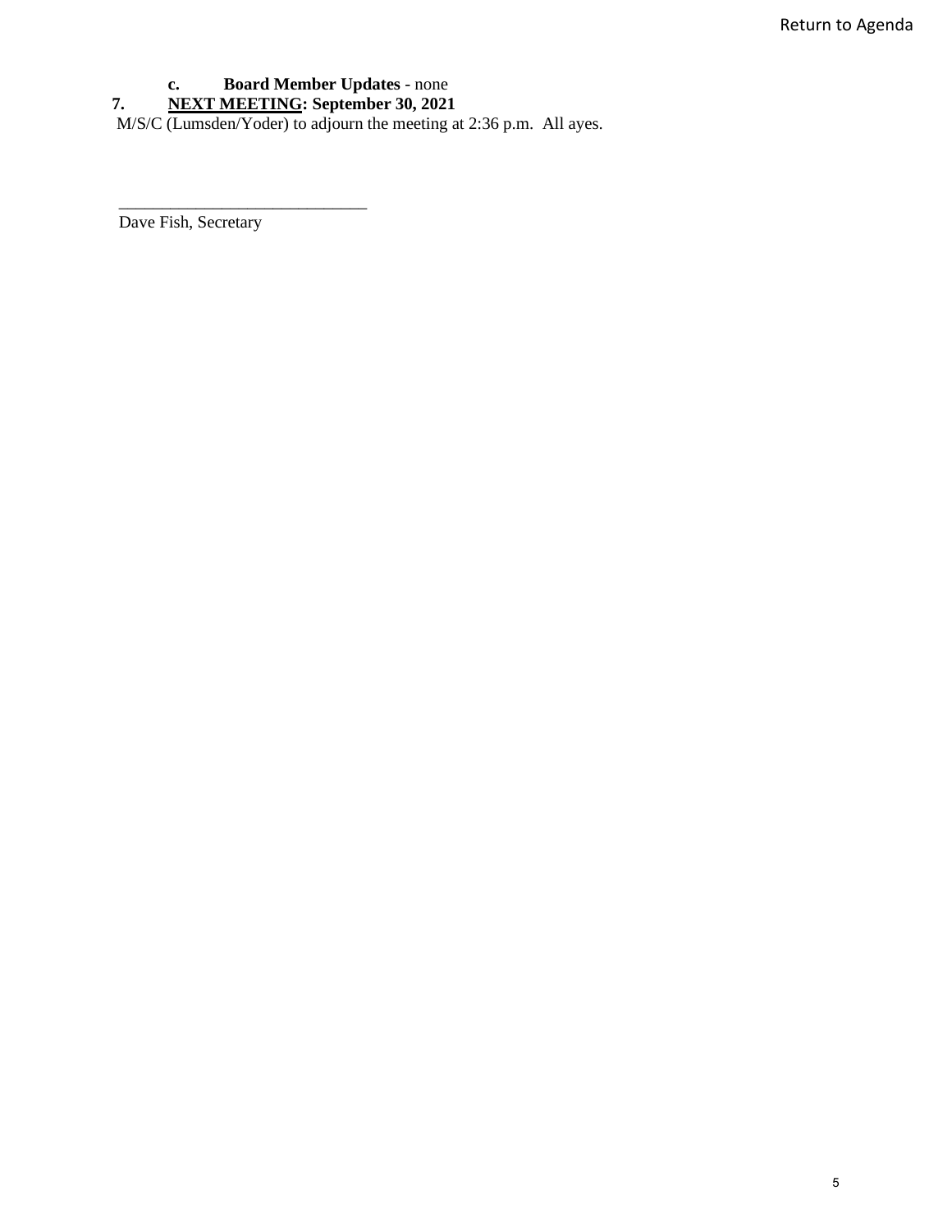**c. Board Member Updates** - none

**7. <u>NEXT MEETING</u>: September 30, 2021**

M/S/C (Lumsden/Yoder) to adjourn the meeting at 2:36 p.m. All ayes.

_____________________________

Dave Fish, Secretary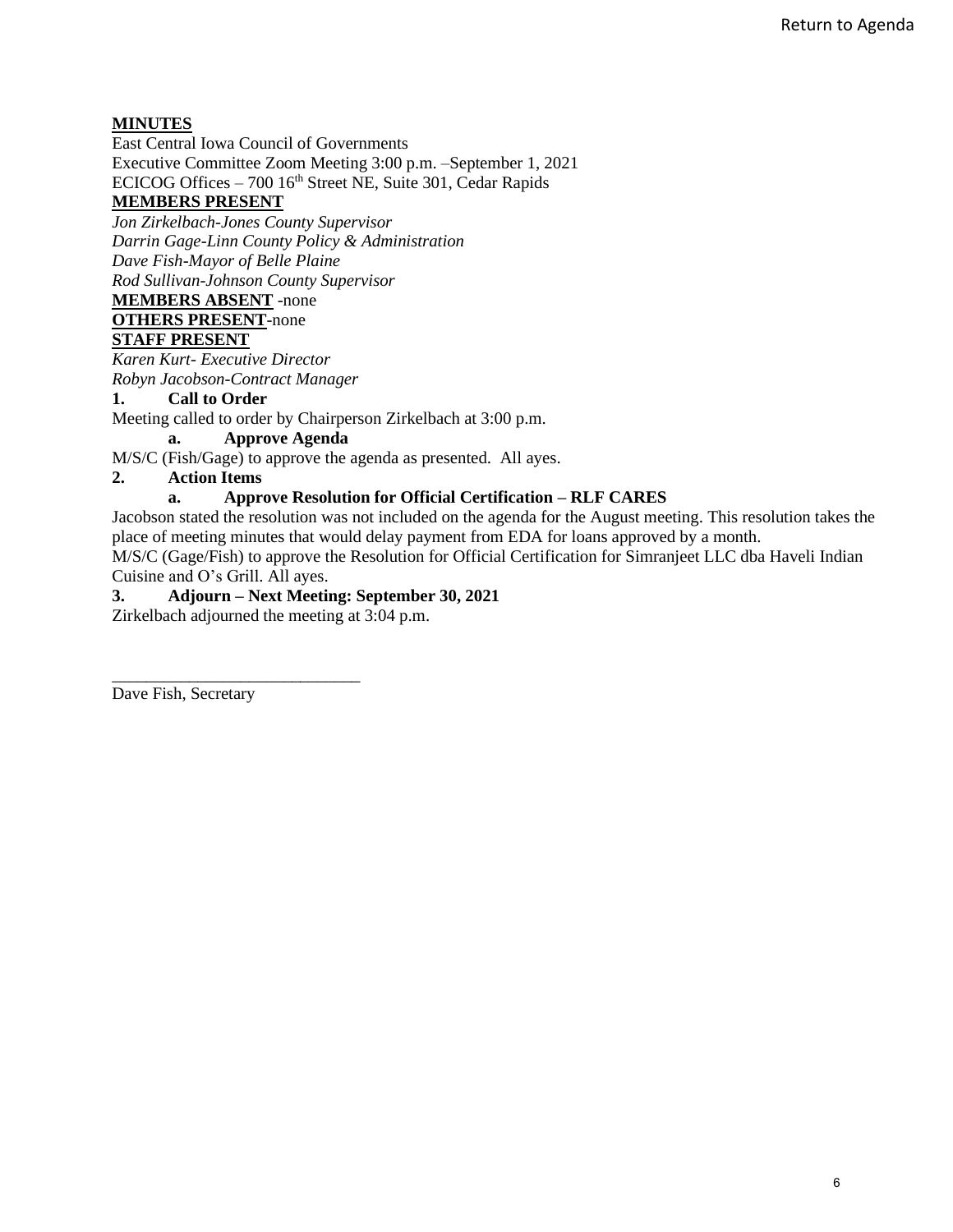**MINUTES**

East Central Iowa Council of Governments
Executive Committee Zoom Meeting 3:00 p.m. –September 1, 2021
ECICOG Offices – 700 16th Street NE, Suite 301, Cedar Rapids

**MEMBERS PRESENT**

*Jon Zirkelbach-Jones County Supervisor*
*Darrin Gage-Linn County Policy & Administration*
*Dave Fish-Mayor of Belle Plaine*
*Rod Sullivan-Johnson County Supervisor*

**MEMBERS ABSENT** -none

**OTHERS PRESENT**-none

**STAFF PRESENT**

*Karen Kurt- Executive Director*
*Robyn Jacobson-Contract Manager*

**1. Call to Order**

Meeting called to order by Chairperson Zirkelbach at 3:00 p.m.

**a. Approve Agenda**

M/S/C (Fish/Gage) to approve the agenda as presented. All ayes.

**2. Action Items**

**a. Approve Resolution for Official Certification – RLF CARES**

Jacobson stated the resolution was not included on the agenda for the August meeting. This resolution takes the place of meeting minutes that would delay payment from EDA for loans approved by a month.

M/S/C (Gage/Fish) to approve the Resolution for Official Certification for Simranjeet LLC dba Haveli Indian Cuisine and O's Grill. All ayes.

**3. Adjourn – Next Meeting: September 30, 2021**

Zirkelbach adjourned the meeting at 3:04 p.m.

\_\_\_\_\_\_\_\_\_\_\_\_\_\_\_\_\_\_\_\_\_\_\_\_\_\_\_\_\_\_

Dave Fish, Secretary